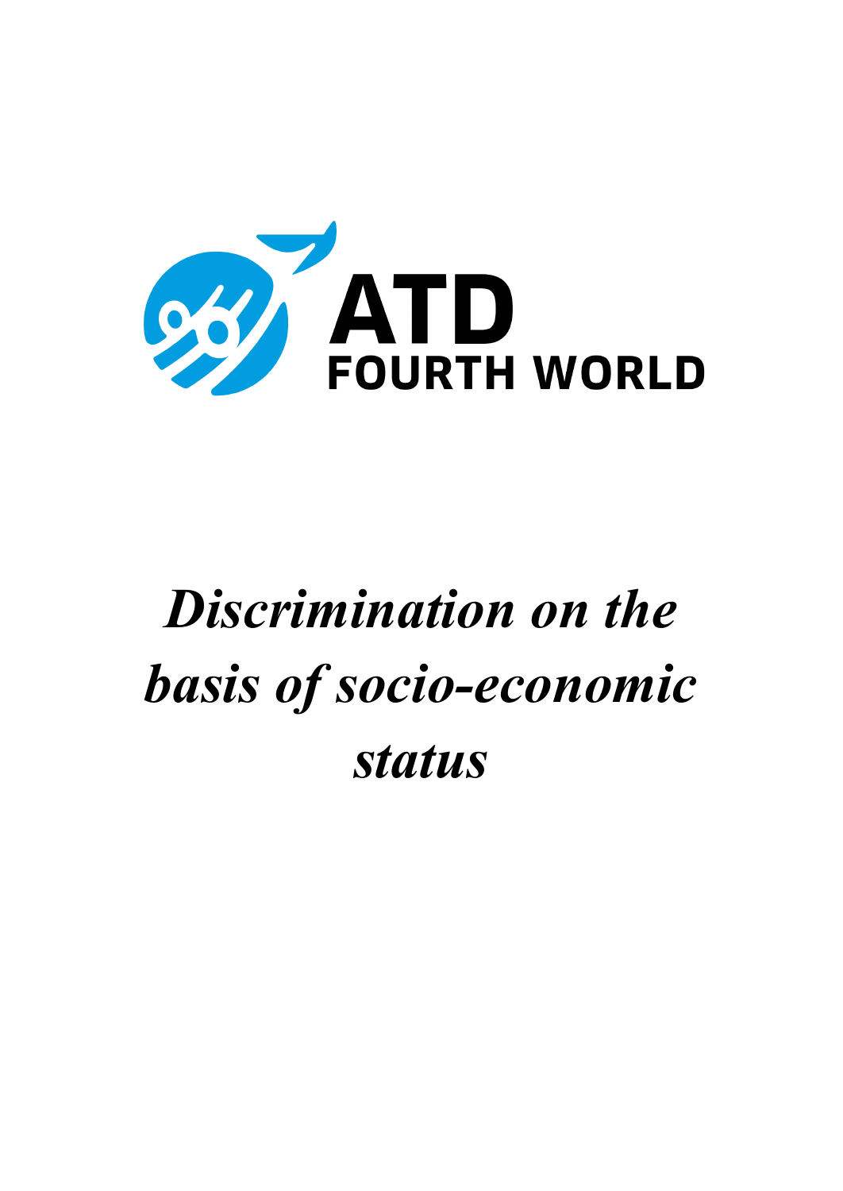ATD FOURTH WORLD

# *Discrimination on the basis of socio-economic status*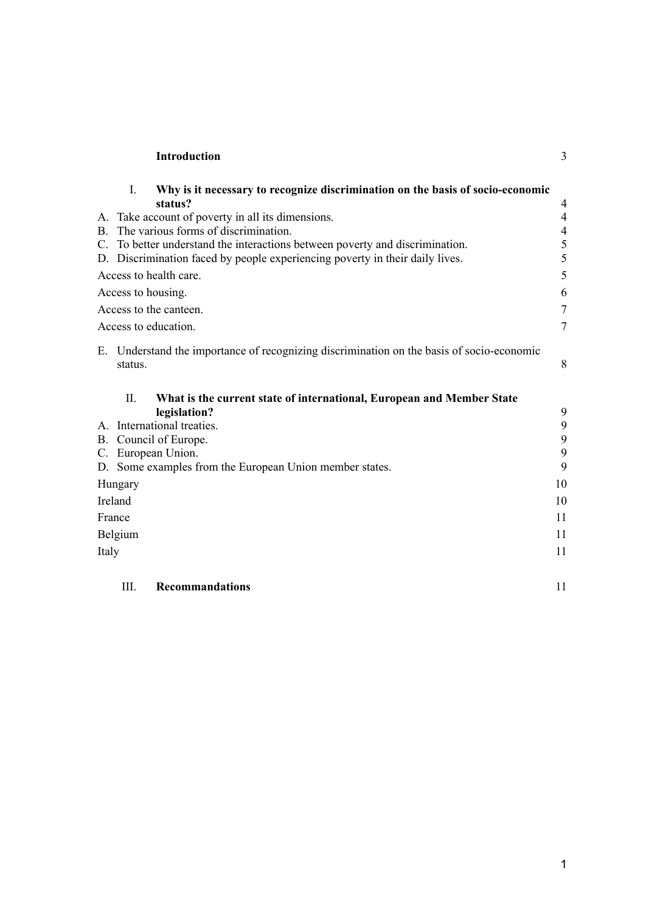| | |
|---|---|
| **Introduction** | 3 |
| **I. Why is it necessary to recognize discrimination on the basis of socio-economic status?** | 4 |
| A. Take account of poverty in all its dimensions. | 4 |
| B. The various forms of discrimination. | 4 |
| C. To better understand the interactions between poverty and discrimination. | 5 |
| D. Discrimination faced by people experiencing poverty in their daily lives. | 5 |
| Access to health care. | 5 |
| Access to housing. | 6 |
| Access to the canteen. | 7 |
| Access to education. | 7 |
| E. Understand the importance of recognizing discrimination on the basis of socio-economic status. | 8 |
| **II. What is the current state of international, European and Member State legislation?** | 9 |
| A. International treaties. | 9 |
| B. Council of Europe. | 9 |
| C. European Union. | 9 |
| D. Some examples from the European Union member states. | 9 |
| Hungary | 10 |
| Ireland | 10 |
| France | 11 |
| Belgium | 11 |
| Italy | 11 |
| **III. Recommandations** | 11 |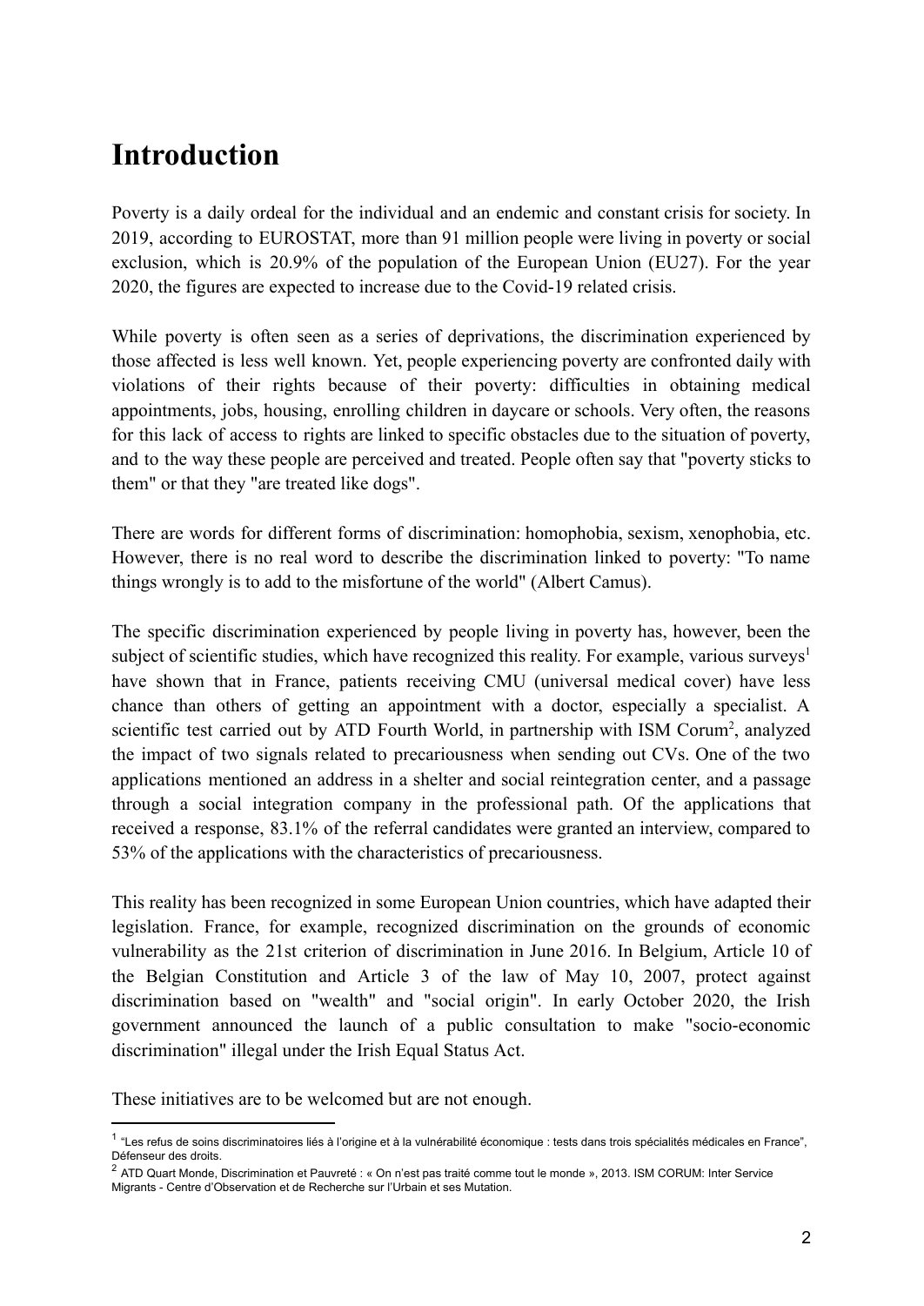# Introduction

Poverty is a daily ordeal for the individual and an endemic and constant crisis for society. In 2019, according to EUROSTAT, more than 91 million people were living in poverty or social exclusion, which is 20.9% of the population of the European Union (EU27). For the year 2020, the figures are expected to increase due to the Covid-19 related crisis.

While poverty is often seen as a series of deprivations, the discrimination experienced by those affected is less well known. Yet, people experiencing poverty are confronted daily with violations of their rights because of their poverty: difficulties in obtaining medical appointments, jobs, housing, enrolling children in daycare or schools. Very often, the reasons for this lack of access to rights are linked to specific obstacles due to the situation of poverty, and to the way these people are perceived and treated. People often say that "poverty sticks to them" or that they "are treated like dogs".

There are words for different forms of discrimination: homophobia, sexism, xenophobia, etc. However, there is no real word to describe the discrimination linked to poverty: "To name things wrongly is to add to the misfortune of the world" (Albert Camus).

The specific discrimination experienced by people living in poverty has, however, been the subject of scientific studies, which have recognized this reality. For example, various surveys[1] have shown that in France, patients receiving CMU (universal medical cover) have less chance than others of getting an appointment with a doctor, especially a specialist. A scientific test carried out by ATD Fourth World, in partnership with ISM Corum[2], analyzed the impact of two signals related to precariousness when sending out CVs. One of the two applications mentioned an address in a shelter and social reintegration center, and a passage through a social integration company in the professional path. Of the applications that received a response, 83.1% of the referral candidates were granted an interview, compared to 53% of the applications with the characteristics of precariousness.

This reality has been recognized in some European Union countries, which have adapted their legislation. France, for example, recognized discrimination on the grounds of economic vulnerability as the 21st criterion of discrimination in June 2016. In Belgium, Article 10 of the Belgian Constitution and Article 3 of the law of May 10, 2007, protect against discrimination based on "wealth" and "social origin". In early October 2020, the Irish government announced the launch of a public consultation to make "socio-economic discrimination" illegal under the Irish Equal Status Act.

These initiatives are to be welcomed but are not enough.

---

[1] "Les refus de soins discriminatoires liés à l'origine et à la vulnérabilité économique : tests dans trois spécialités médicales en France", Défenseur des droits.

[2] ATD Quart Monde, Discrimination et Pauvreté : « On n'est pas traité comme tout le monde », 2013. ISM CORUM: Inter Service Migrants - Centre d'Observation et de Recherche sur l'Urbain et ses Mutation.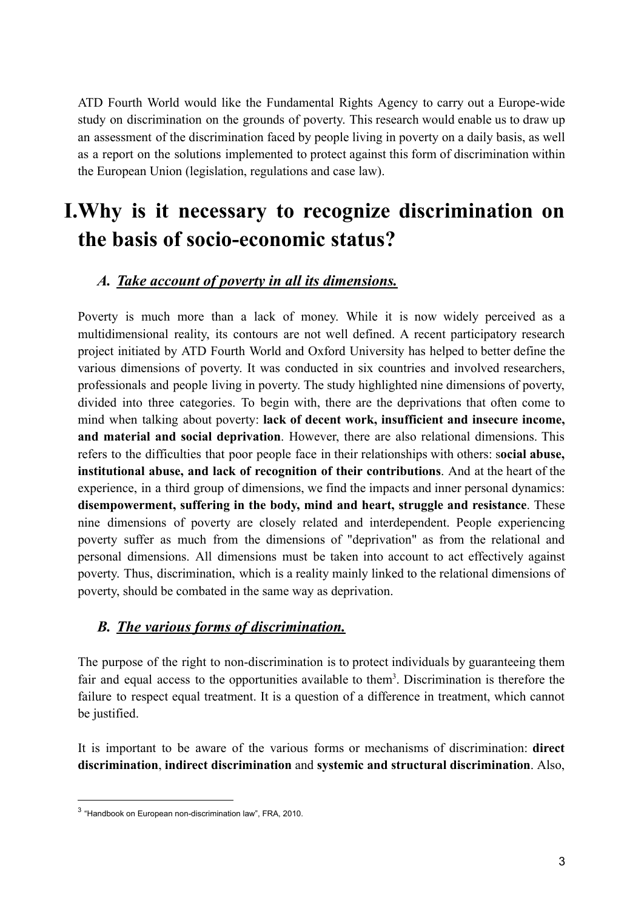ATD Fourth World would like the Fundamental Rights Agency to carry out a Europe-wide study on discrimination on the grounds of poverty. This research would enable us to draw up an assessment of the discrimination faced by people living in poverty on a daily basis, as well as a report on the solutions implemented to protect against this form of discrimination within the European Union (legislation, regulations and case law).

# I. Why is it necessary to recognize discrimination on the basis of socio-economic status?

## A. *Take account of poverty in all its dimensions.*

Poverty is much more than a lack of money. While it is now widely perceived as a multidimensional reality, its contours are not well defined. A recent participatory research project initiated by ATD Fourth World and Oxford University has helped to better define the various dimensions of poverty. It was conducted in six countries and involved researchers, professionals and people living in poverty. The study highlighted nine dimensions of poverty, divided into three categories. To begin with, there are the deprivations that often come to mind when talking about poverty: **lack of decent work, insufficient and insecure income, and material and social deprivation**. However, there are also relational dimensions. This refers to the difficulties that poor people face in their relationships with others: **social abuse, institutional abuse, and lack of recognition of their contributions**. And at the heart of the experience, in a third group of dimensions, we find the impacts and inner personal dynamics: **disempowerment, suffering in the body, mind and heart, struggle and resistance**. These nine dimensions of poverty are closely related and interdependent. People experiencing poverty suffer as much from the dimensions of "deprivation" as from the relational and personal dimensions. All dimensions must be taken into account to act effectively against poverty. Thus, discrimination, which is a reality mainly linked to the relational dimensions of poverty, should be combated in the same way as deprivation.

## B. *The various forms of discrimination.*

The purpose of the right to non-discrimination is to protect individuals by guaranteeing them fair and equal access to the opportunities available to them[3]. Discrimination is therefore the failure to respect equal treatment. It is a question of a difference in treatment, which cannot be justified.

It is important to be aware of the various forms or mechanisms of discrimination: **direct discrimination**, **indirect discrimination** and **systemic and structural discrimination**. Also,

[3] "Handbook on European non-discrimination law", FRA, 2010.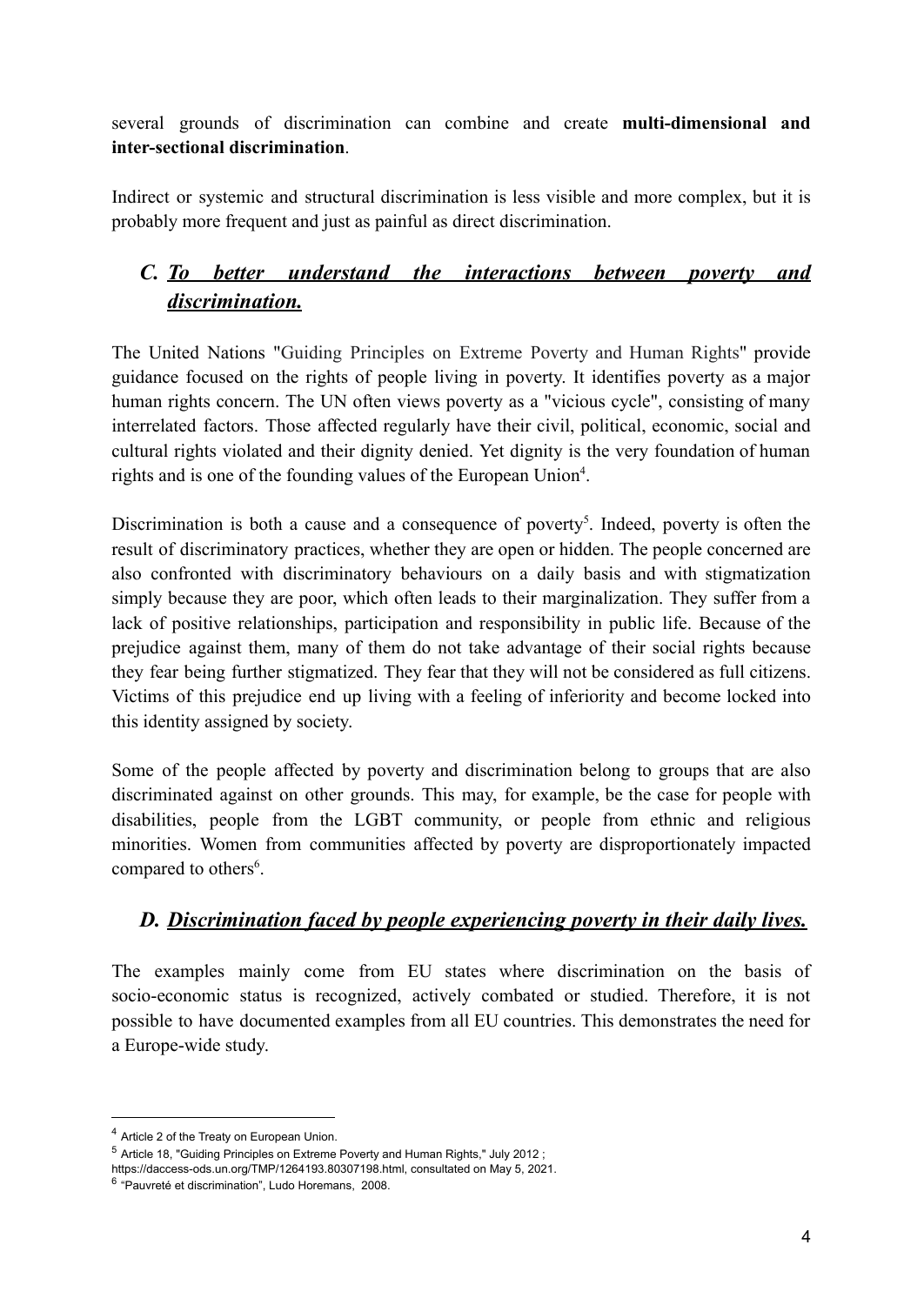several grounds of discrimination can combine and create **multi-dimensional and inter-sectional discrimination**.

Indirect or systemic and structural discrimination is less visible and more complex, but it is probably more frequent and just as painful as direct discrimination.

### *C. To better understand the interactions between poverty and discrimination.*

The United Nations "Guiding Principles on Extreme Poverty and Human Rights" provide guidance focused on the rights of people living in poverty. It identifies poverty as a major human rights concern. The UN often views poverty as a "vicious cycle", consisting of many interrelated factors. Those affected regularly have their civil, political, economic, social and cultural rights violated and their dignity denied. Yet dignity is the very foundation of human rights and is one of the founding values of the European Union[4].

Discrimination is both a cause and a consequence of poverty[5]. Indeed, poverty is often the result of discriminatory practices, whether they are open or hidden. The people concerned are also confronted with discriminatory behaviours on a daily basis and with stigmatization simply because they are poor, which often leads to their marginalization. They suffer from a lack of positive relationships, participation and responsibility in public life. Because of the prejudice against them, many of them do not take advantage of their social rights because they fear being further stigmatized. They fear that they will not be considered as full citizens. Victims of this prejudice end up living with a feeling of inferiority and become locked into this identity assigned by society.

Some of the people affected by poverty and discrimination belong to groups that are also discriminated against on other grounds. This may, for example, be the case for people with disabilities, people from the LGBT community, or people from ethnic and religious minorities. Women from communities affected by poverty are disproportionately impacted compared to others[6].

### *D. Discrimination faced by people experiencing poverty in their daily lives.*

The examples mainly come from EU states where discrimination on the basis of socio-economic status is recognized, actively combated or studied. Therefore, it is not possible to have documented examples from all EU countries. This demonstrates the need for a Europe-wide study.

---

[4] Article 2 of the Treaty on European Union.

[5] Article 18, "Guiding Principles on Extreme Poverty and Human Rights," July 2012 ; https://daccess-ods.un.org/TMP/1264193.80307198.html, consultated on May 5, 2021.

[6] "Pauvreté et discrimination", Ludo Horemans, 2008.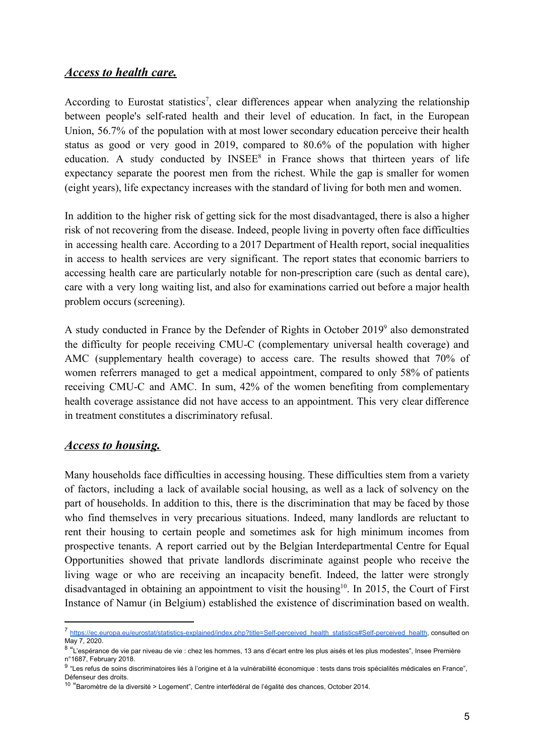## ***Access to health care.***

According to Eurostat statistics[7], clear differences appear when analyzing the relationship between people's self-rated health and their level of education. In fact, in the European Union, 56.7% of the population with at most lower secondary education perceive their health status as good or very good in 2019, compared to 80.6% of the population with higher education. A study conducted by INSEE[8] in France shows that thirteen years of life expectancy separate the poorest men from the richest. While the gap is smaller for women (eight years), life expectancy increases with the standard of living for both men and women.

In addition to the higher risk of getting sick for the most disadvantaged, there is also a higher risk of not recovering from the disease. Indeed, people living in poverty often face difficulties in accessing health care. According to a 2017 Department of Health report, social inequalities in access to health services are very significant. The report states that economic barriers to accessing health care are particularly notable for non-prescription care (such as dental care), care with a very long waiting list, and also for examinations carried out before a major health problem occurs (screening).

A study conducted in France by the Defender of Rights in October 2019[9] also demonstrated the difficulty for people receiving CMU-C (complementary universal health coverage) and AMC (supplementary health coverage) to access care. The results showed that 70% of women referrers managed to get a medical appointment, compared to only 58% of patients receiving CMU-C and AMC. In sum, 42% of the women benefiting from complementary health coverage assistance did not have access to an appointment. This very clear difference in treatment constitutes a discriminatory refusal.

## ***Access to housing.***

Many households face difficulties in accessing housing. These difficulties stem from a variety of factors, including a lack of available social housing, as well as a lack of solvency on the part of households. In addition to this, there is the discrimination that may be faced by those who find themselves in very precarious situations. Indeed, many landlords are reluctant to rent their housing to certain people and sometimes ask for high minimum incomes from prospective tenants. A report carried out by the Belgian Interdepartmental Centre for Equal Opportunities showed that private landlords discriminate against people who receive the living wage or who are receiving an incapacity benefit. Indeed, the latter were strongly disadvantaged in obtaining an appointment to visit the housing[10]. In 2015, the Court of First Instance of Namur (in Belgium) established the existence of discrimination based on wealth.

---

[7] https://ec.europa.eu/eurostat/statistics-explained/index.php?title=Self-perceived_health_statistics#Self-perceived_health, consulted on May 7, 2020.

[8] "L'espérance de vie par niveau de vie : chez les hommes, 13 ans d'écart entre les plus aisés et les plus modestes", Insee Première n°1687, February 2018.

[9] "Les refus de soins discriminatoires liés à l'origine et à la vulnérabilité économique : tests dans trois spécialités médicales en France", Défenseur des droits.

[10] "Baromètre de la diversité > Logement", Centre interfédéral de l'égalité des chances, October 2014.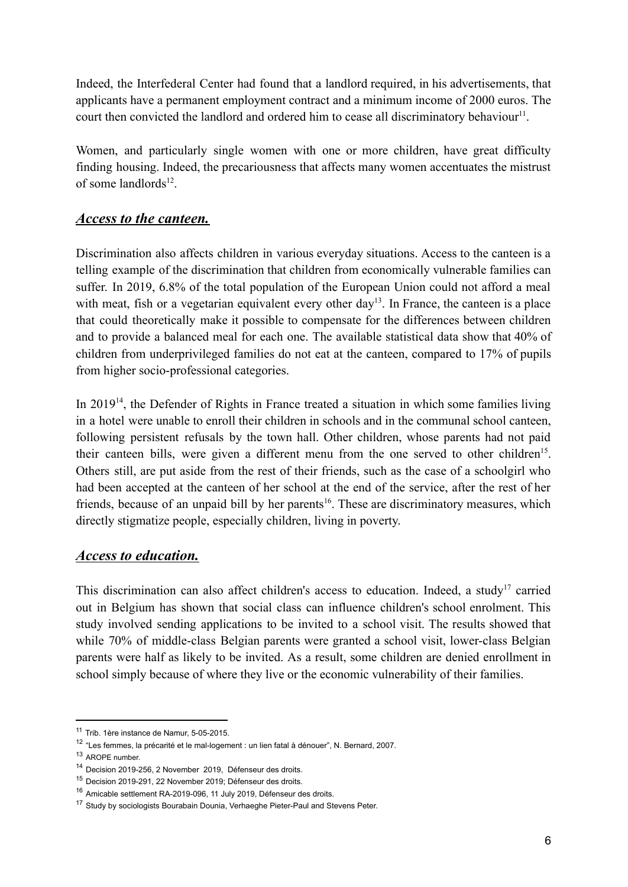Indeed, the Interfederal Center had found that a landlord required, in his advertisements, that applicants have a permanent employment contract and a minimum income of 2000 euros. The court then convicted the landlord and ordered him to cease all discriminatory behaviour[11].

Women, and particularly single women with one or more children, have great difficulty finding housing. Indeed, the precariousness that affects many women accentuates the mistrust of some landlords[12].

### ***Access to the canteen.***

Discrimination also affects children in various everyday situations. Access to the canteen is a telling example of the discrimination that children from economically vulnerable families can suffer. In 2019, 6.8% of the total population of the European Union could not afford a meal with meat, fish or a vegetarian equivalent every other day[13]. In France, the canteen is a place that could theoretically make it possible to compensate for the differences between children and to provide a balanced meal for each one. The available statistical data show that 40% of children from underprivileged families do not eat at the canteen, compared to 17% of pupils from higher socio-professional categories.

In 2019[14], the Defender of Rights in France treated a situation in which some families living in a hotel were unable to enroll their children in schools and in the communal school canteen, following persistent refusals by the town hall. Other children, whose parents had not paid their canteen bills, were given a different menu from the one served to other children[15]. Others still, are put aside from the rest of their friends, such as the case of a schoolgirl who had been accepted at the canteen of her school at the end of the service, after the rest of her friends, because of an unpaid bill by her parents[16]. These are discriminatory measures, which directly stigmatize people, especially children, living in poverty.

### ***Access to education.***

This discrimination can also affect children's access to education. Indeed, a study[17] carried out in Belgium has shown that social class can influence children's school enrolment. This study involved sending applications to be invited to a school visit. The results showed that while 70% of middle-class Belgian parents were granted a school visit, lower-class Belgian parents were half as likely to be invited. As a result, some children are denied enrollment in school simply because of where they live or the economic vulnerability of their families.

---

[11] Trib. 1ère instance de Namur, 5-05-2015.

[12] "Les femmes, la précarité et le mal-logement : un lien fatal à dénouer", N. Bernard, 2007.

[13] AROPE number.

[14] Decision 2019-256, 2 November 2019, Défenseur des droits.

[15] Decision 2019-291, 22 November 2019; Défenseur des droits.

[16] Amicable settlement RA-2019-096, 11 July 2019, Défenseur des droits.

[17] Study by sociologists Bourabain Dounia, Verhaeghe Pieter-Paul and Stevens Peter.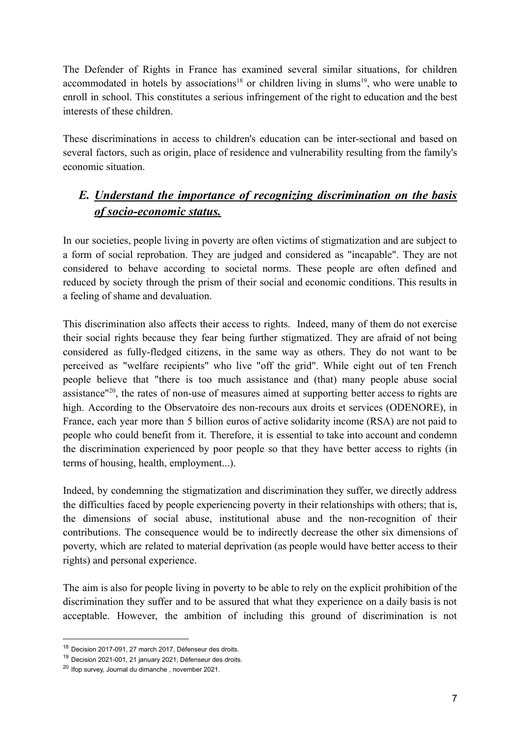The Defender of Rights in France has examined several similar situations, for children accommodated in hotels by associations[18] or children living in slums[19], who were unable to enroll in school. This constitutes a serious infringement of the right to education and the best interests of these children.

These discriminations in access to children's education can be inter-sectional and based on several factors, such as origin, place of residence and vulnerability resulting from the family's economic situation.

## *E. Understand the importance of recognizing discrimination on the basis of socio-economic status.*

In our societies, people living in poverty are often victims of stigmatization and are subject to a form of social reprobation. They are judged and considered as "incapable". They are not considered to behave according to societal norms. These people are often defined and reduced by society through the prism of their social and economic conditions. This results in a feeling of shame and devaluation.

This discrimination also affects their access to rights. Indeed, many of them do not exercise their social rights because they fear being further stigmatized. They are afraid of not being considered as fully-fledged citizens, in the same way as others. They do not want to be perceived as "welfare recipients" who live "off the grid". While eight out of ten French people believe that "there is too much assistance and (that) many people abuse social assistance"[20], the rates of non-use of measures aimed at supporting better access to rights are high. According to the Observatoire des non-recours aux droits et services (ODENORE), in France, each year more than 5 billion euros of active solidarity income (RSA) are not paid to people who could benefit from it. Therefore, it is essential to take into account and condemn the discrimination experienced by poor people so that they have better access to rights (in terms of housing, health, employment...).

Indeed, by condemning the stigmatization and discrimination they suffer, we directly address the difficulties faced by people experiencing poverty in their relationships with others; that is, the dimensions of social abuse, institutional abuse and the non-recognition of their contributions. The consequence would be to indirectly decrease the other six dimensions of poverty, which are related to material deprivation (as people would have better access to their rights) and personal experience.

The aim is also for people living in poverty to be able to rely on the explicit prohibition of the discrimination they suffer and to be assured that what they experience on a daily basis is not acceptable. However, the ambition of including this ground of discrimination is not

---

[18] Decision 2017-091, 27 march 2017, Défenseur des droits.

[19] Decision 2021-001, 21 january 2021, Défenseur des droits.

[20] Ifop survey, Journal du dimanche , november 2021.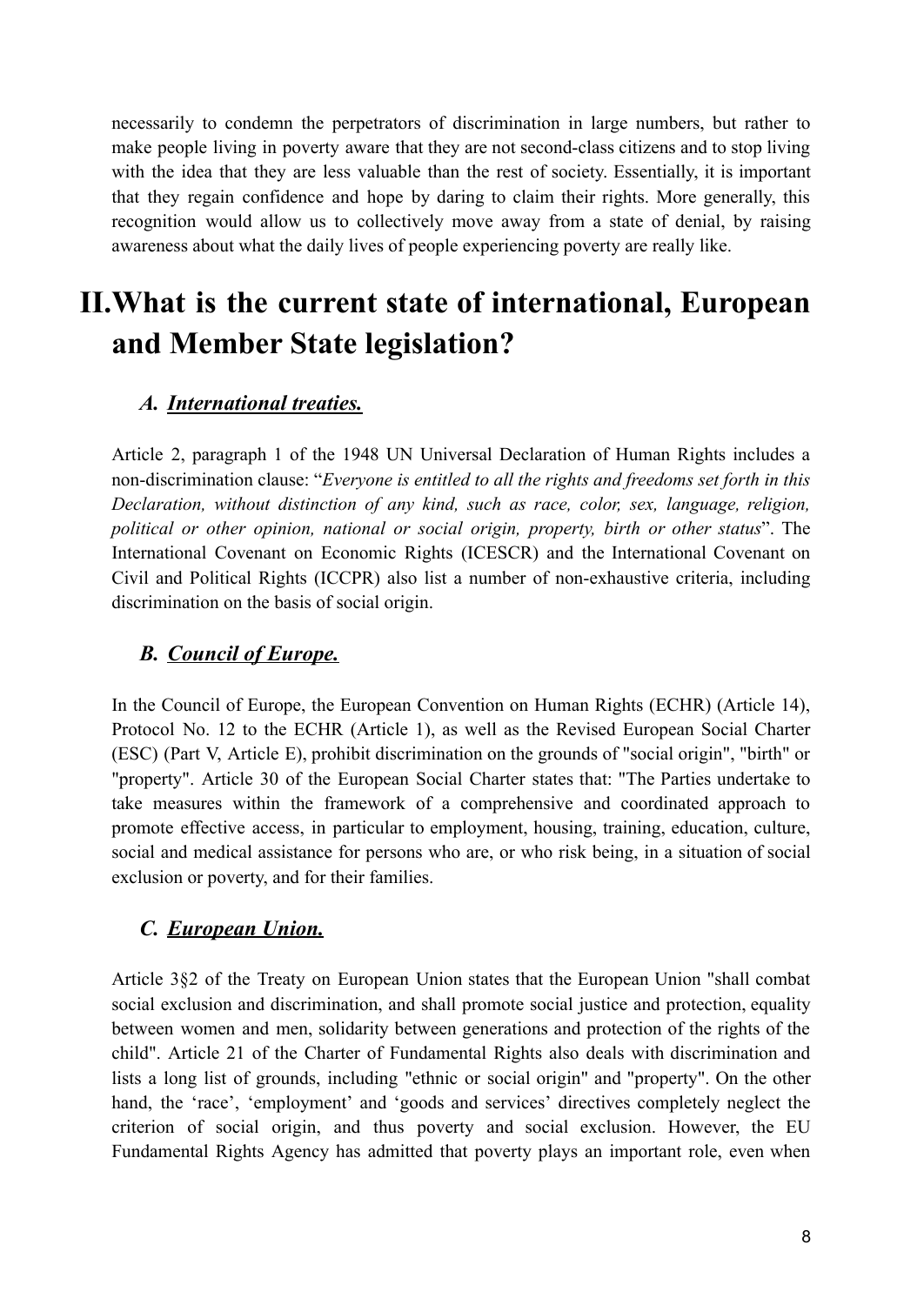necessarily to condemn the perpetrators of discrimination in large numbers, but rather to make people living in poverty aware that they are not second-class citizens and to stop living with the idea that they are less valuable than the rest of society. Essentially, it is important that they regain confidence and hope by daring to claim their rights. More generally, this recognition would allow us to collectively move away from a state of denial, by raising awareness about what the daily lives of people experiencing poverty are really like.

# II. What is the current state of international, European and Member State legislation?

### *A. International treaties.*

Article 2, paragraph 1 of the 1948 UN Universal Declaration of Human Rights includes a non-discrimination clause: "*Everyone is entitled to all the rights and freedoms set forth in this Declaration, without distinction of any kind, such as race, color, sex, language, religion, political or other opinion, national or social origin, property, birth or other status*". The International Covenant on Economic Rights (ICESCR) and the International Covenant on Civil and Political Rights (ICCPR) also list a number of non-exhaustive criteria, including discrimination on the basis of social origin.

### *B. Council of Europe.*

In the Council of Europe, the European Convention on Human Rights (ECHR) (Article 14), Protocol No. 12 to the ECHR (Article 1), as well as the Revised European Social Charter (ESC) (Part V, Article E), prohibit discrimination on the grounds of "social origin", "birth" or "property". Article 30 of the European Social Charter states that: "The Parties undertake to take measures within the framework of a comprehensive and coordinated approach to promote effective access, in particular to employment, housing, training, education, culture, social and medical assistance for persons who are, or who risk being, in a situation of social exclusion or poverty, and for their families.

### *C. European Union.*

Article 3§2 of the Treaty on European Union states that the European Union "shall combat social exclusion and discrimination, and shall promote social justice and protection, equality between women and men, solidarity between generations and protection of the rights of the child". Article 21 of the Charter of Fundamental Rights also deals with discrimination and lists a long list of grounds, including "ethnic or social origin" and "property". On the other hand, the 'race', 'employment' and 'goods and services' directives completely neglect the criterion of social origin, and thus poverty and social exclusion. However, the EU Fundamental Rights Agency has admitted that poverty plays an important role, even when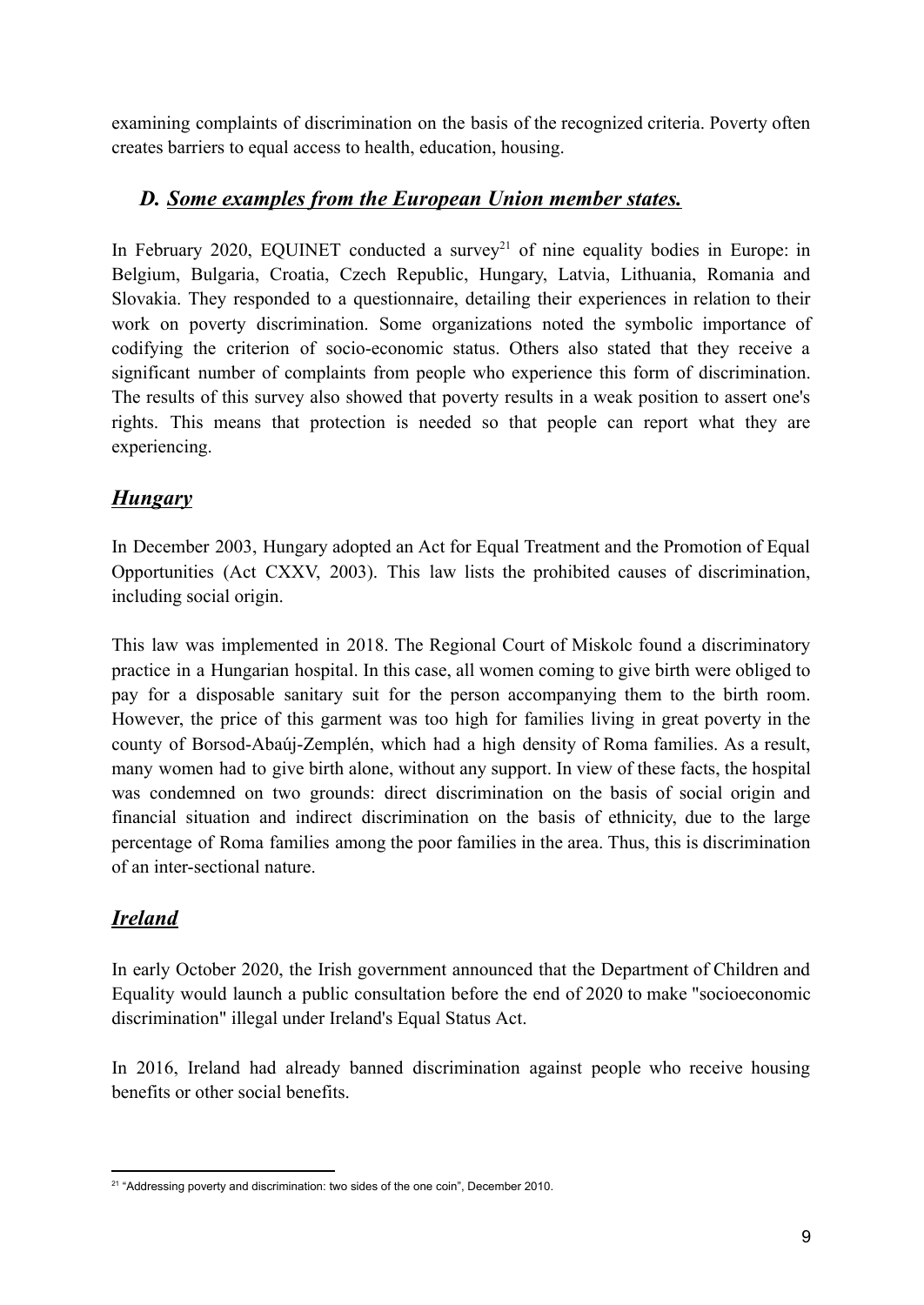examining complaints of discrimination on the basis of the recognized criteria. Poverty often creates barriers to equal access to health, education, housing.

### *D. Some examples from the European Union member states.*

In February 2020, EQUINET conducted a survey[21] of nine equality bodies in Europe: in Belgium, Bulgaria, Croatia, Czech Republic, Hungary, Latvia, Lithuania, Romania and Slovakia. They responded to a questionnaire, detailing their experiences in relation to their work on poverty discrimination. Some organizations noted the symbolic importance of codifying the criterion of socio-economic status. Others also stated that they receive a significant number of complaints from people who experience this form of discrimination. The results of this survey also showed that poverty results in a weak position to assert one's rights. This means that protection is needed so that people can report what they are experiencing.

### ***Hungary***

In December 2003, Hungary adopted an Act for Equal Treatment and the Promotion of Equal Opportunities (Act CXXV, 2003). This law lists the prohibited causes of discrimination, including social origin.

This law was implemented in 2018. The Regional Court of Miskolc found a discriminatory practice in a Hungarian hospital. In this case, all women coming to give birth were obliged to pay for a disposable sanitary suit for the person accompanying them to the birth room. However, the price of this garment was too high for families living in great poverty in the county of Borsod-Abaúj-Zemplén, which had a high density of Roma families. As a result, many women had to give birth alone, without any support. In view of these facts, the hospital was condemned on two grounds: direct discrimination on the basis of social origin and financial situation and indirect discrimination on the basis of ethnicity, due to the large percentage of Roma families among the poor families in the area. Thus, this is discrimination of an inter-sectional nature.

### ***Ireland***

In early October 2020, the Irish government announced that the Department of Children and Equality would launch a public consultation before the end of 2020 to make "socioeconomic discrimination" illegal under Ireland's Equal Status Act.

In 2016, Ireland had already banned discrimination against people who receive housing benefits or other social benefits.

---

[21] "Addressing poverty and discrimination: two sides of the one coin", December 2010.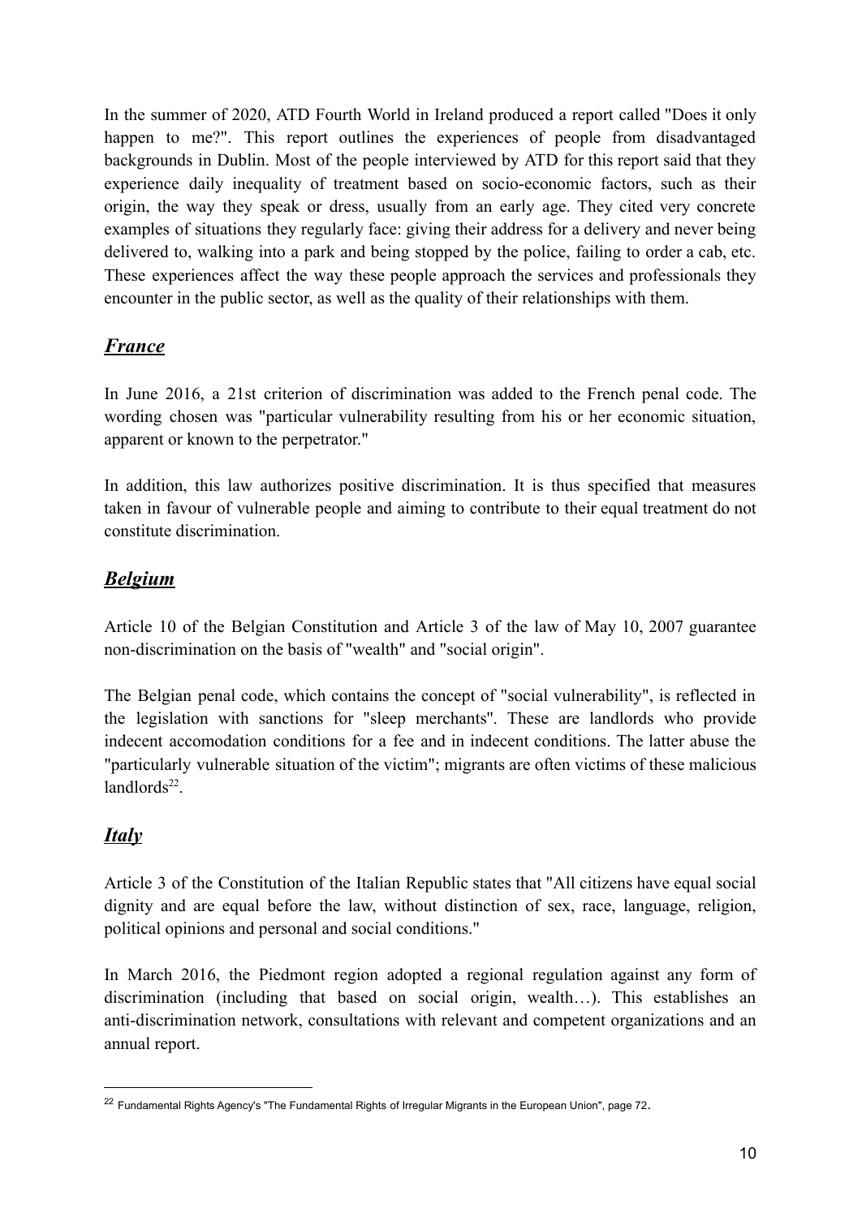In the summer of 2020, ATD Fourth World in Ireland produced a report called "Does it only happen to me?". This report outlines the experiences of people from disadvantaged backgrounds in Dublin. Most of the people interviewed by ATD for this report said that they experience daily inequality of treatment based on socio-economic factors, such as their origin, the way they speak or dress, usually from an early age. They cited very concrete examples of situations they regularly face: giving their address for a delivery and never being delivered to, walking into a park and being stopped by the police, failing to order a cab, etc. These experiences affect the way these people approach the services and professionals they encounter in the public sector, as well as the quality of their relationships with them.

## ***France***

In June 2016, a 21st criterion of discrimination was added to the French penal code. The wording chosen was "particular vulnerability resulting from his or her economic situation, apparent or known to the perpetrator."

In addition, this law authorizes positive discrimination. It is thus specified that measures taken in favour of vulnerable people and aiming to contribute to their equal treatment do not constitute discrimination.

## ***Belgium***

Article 10 of the Belgian Constitution and Article 3 of the law of May 10, 2007 guarantee non-discrimination on the basis of "wealth" and "social origin".

The Belgian penal code, which contains the concept of "social vulnerability", is reflected in the legislation with sanctions for "sleep merchants". These are landlords who provide indecent accomodation conditions for a fee and in indecent conditions. The latter abuse the "particularly vulnerable situation of the victim"; migrants are often victims of these malicious landlords[22].

## ***Italy***

Article 3 of the Constitution of the Italian Republic states that "All citizens have equal social dignity and are equal before the law, without distinction of sex, race, language, religion, political opinions and personal and social conditions."

In March 2016, the Piedmont region adopted a regional regulation against any form of discrimination (including that based on social origin, wealth…). This establishes an anti-discrimination network, consultations with relevant and competent organizations and an annual report.

---

[22] Fundamental Rights Agency's "The Fundamental Rights of Irregular Migrants in the European Union", page 72.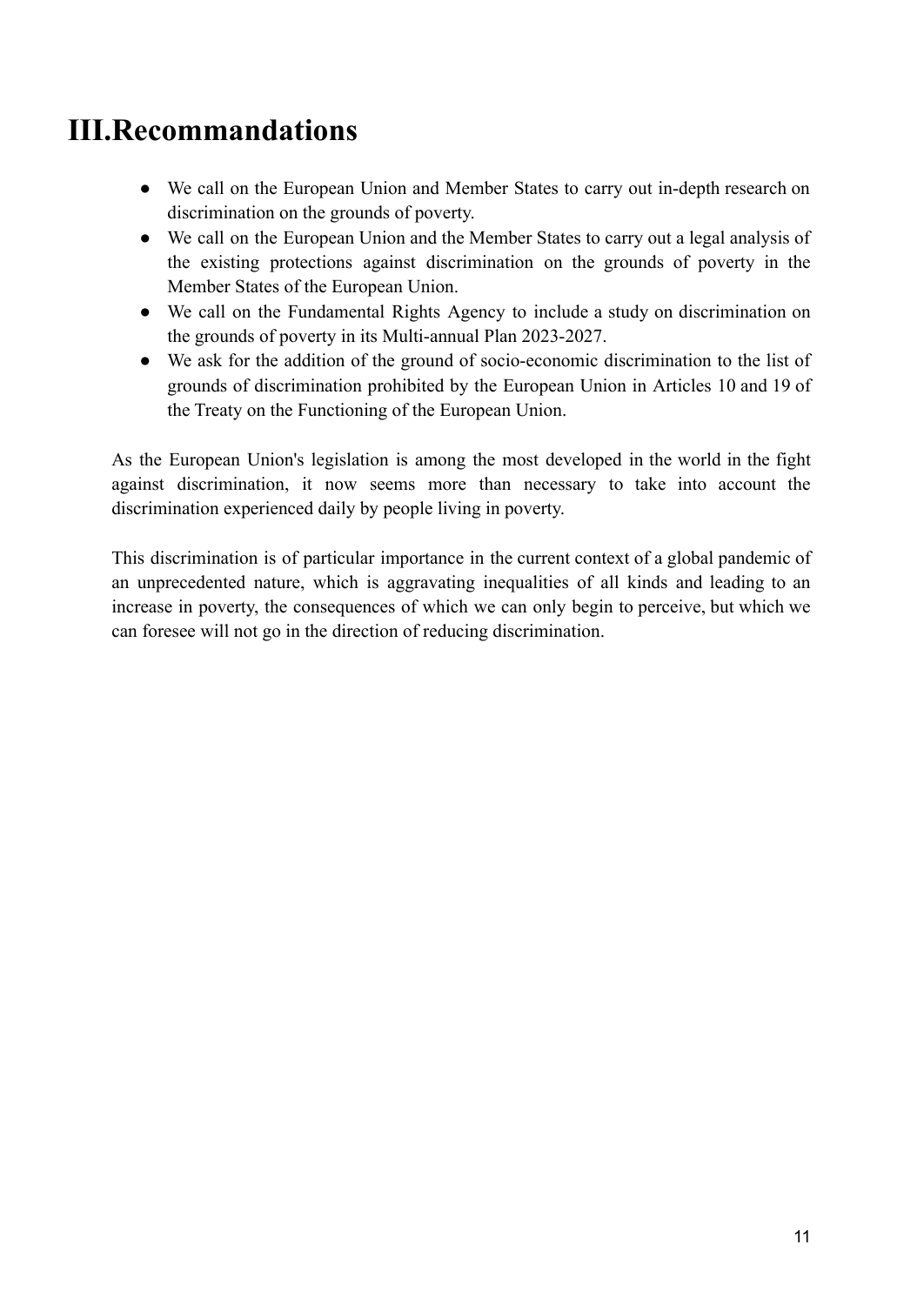# III.Recommandations

- We call on the European Union and Member States to carry out in-depth research on discrimination on the grounds of poverty.
- We call on the European Union and the Member States to carry out a legal analysis of the existing protections against discrimination on the grounds of poverty in the Member States of the European Union.
- We call on the Fundamental Rights Agency to include a study on discrimination on the grounds of poverty in its Multi-annual Plan 2023-2027.
- We ask for the addition of the ground of socio-economic discrimination to the list of grounds of discrimination prohibited by the European Union in Articles 10 and 19 of the Treaty on the Functioning of the European Union.

As the European Union's legislation is among the most developed in the world in the fight against discrimination, it now seems more than necessary to take into account the discrimination experienced daily by people living in poverty.

This discrimination is of particular importance in the current context of a global pandemic of an unprecedented nature, which is aggravating inequalities of all kinds and leading to an increase in poverty, the consequences of which we can only begin to perceive, but which we can foresee will not go in the direction of reducing discrimination.